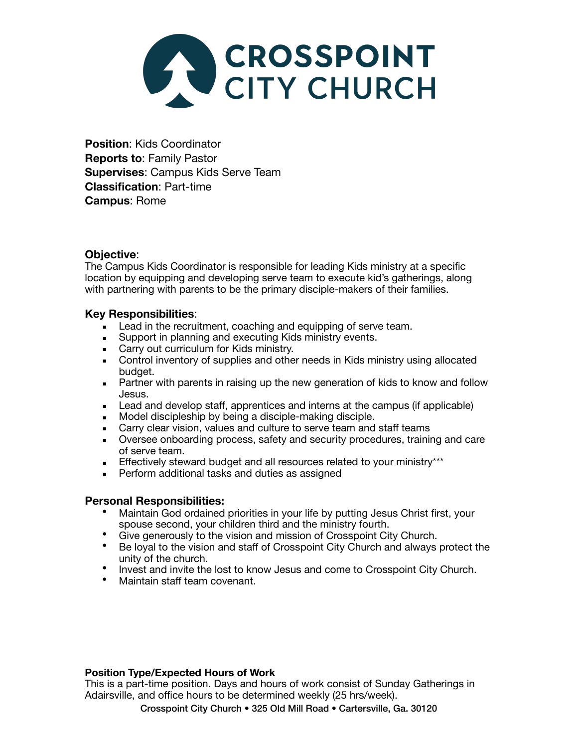# CROSSPOINT CITY CHURCH

**Position**: Kids Coordinator
**Reports to**: Family Pastor
**Supervises**: Campus Kids Serve Team
**Classification**: Part-time
**Campus**: Rome

**Objective**:
The Campus Kids Coordinator is responsible for leading Kids ministry at a specific location by equipping and developing serve team to execute kid's gatherings, along with partnering with parents to be the primary disciple-makers of their families.

### Key Responsibilities:

- Lead in the recruitment, coaching and equipping of serve team.
- Support in planning and executing Kids ministry events.
- Carry out curriculum for Kids ministry.
- Control inventory of supplies and other needs in Kids ministry using allocated budget.
- Partner with parents in raising up the new generation of kids to know and follow Jesus.
- Lead and develop staff, apprentices and interns at the campus (if applicable)
- Model discipleship by being a disciple-making disciple.
- Carry clear vision, values and culture to serve team and staff teams
- Oversee onboarding process, safety and security procedures, training and care of serve team.
- Effectively steward budget and all resources related to your ministry***
- Perform additional tasks and duties as assigned

### Personal Responsibilities:

- Maintain God ordained priorities in your life by putting Jesus Christ first, your spouse second, your children third and the ministry fourth.
- Give generously to the vision and mission of Crosspoint City Church.
- Be loyal to the vision and staff of Crosspoint City Church and always protect the unity of the church.
- Invest and invite the lost to know Jesus and come to Crosspoint City Church.
- Maintain staff team covenant.

**Position Type/Expected Hours of Work**
This is a part-time position. Days and hours of work consist of Sunday Gatherings in Adairsville, and office hours to be determined weekly (25 hrs/week).

Crosspoint City Church • 325 Old Mill Road • Cartersville, Ga. 30120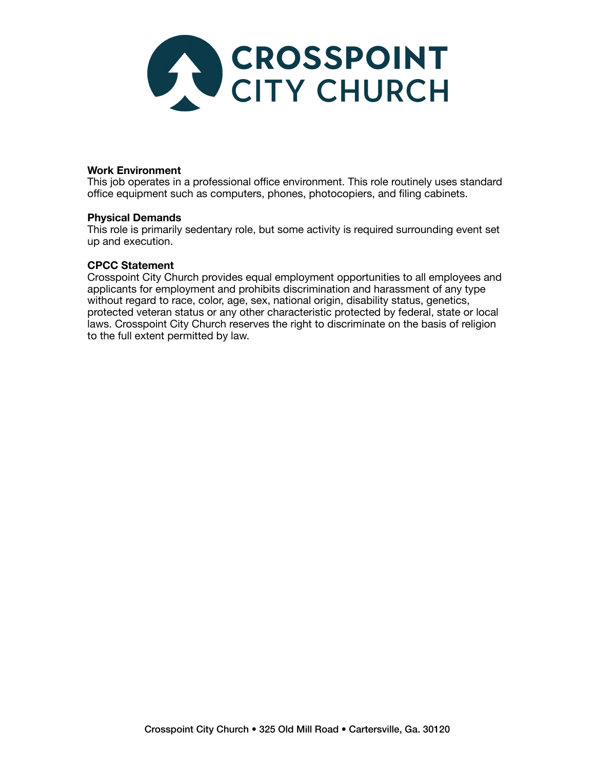# CROSSPOINT CITY CHURCH

**Work Environment**
This job operates in a professional office environment. This role routinely uses standard office equipment such as computers, phones, photocopiers, and filing cabinets.

**Physical Demands**
This role is primarily sedentary role, but some activity is required surrounding event set up and execution.

**CPCC Statement**
Crosspoint City Church provides equal employment opportunities to all employees and applicants for employment and prohibits discrimination and harassment of any type without regard to race, color, age, sex, national origin, disability status, genetics, protected veteran status or any other characteristic protected by federal, state or local laws. Crosspoint City Church reserves the right to discriminate on the basis of religion to the full extent permitted by law.

Crosspoint City Church • 325 Old Mill Road • Cartersville, Ga. 30120